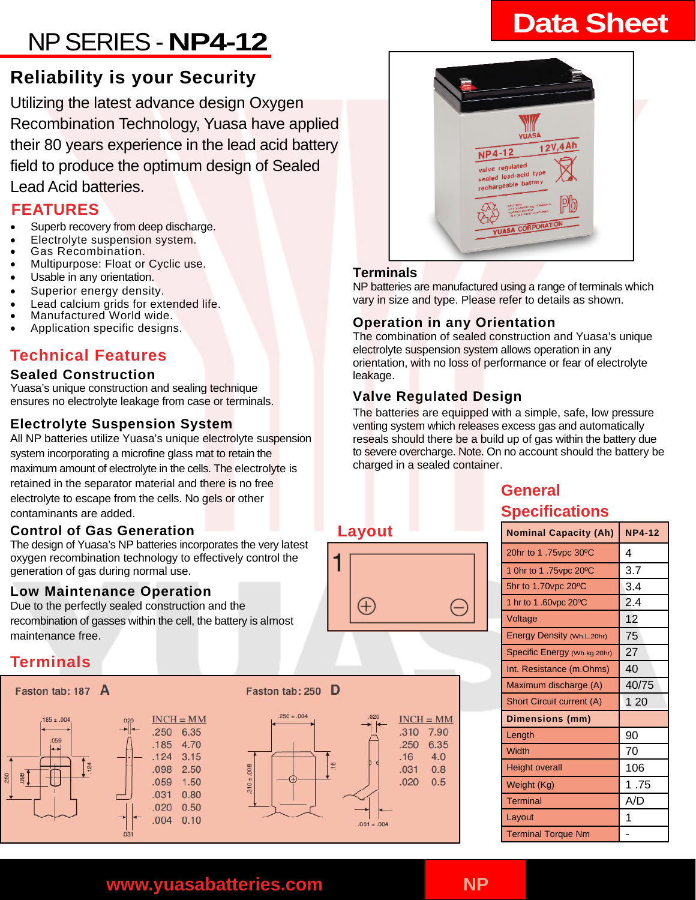# NP SERIES - NP4-12

**Data Sheet**

## Reliability is your Security

Utilizing the latest advance design Oxygen Recombination Technology, Yuasa have applied their 80 years experience in the lead acid battery field to produce the optimum design of Sealed Lead Acid batteries.

## FEATURES

- Superb recovery from deep discharge.
- Electrolyte suspension system.
- Gas Recombination.
- Multipurpose: Float or Cyclic use.
- Usable in any orientation.
- Superior energy density.
- Lead calcium grids for extended life.
- Manufactured World wide.
- Application specific designs.

## Technical Features

### Sealed Construction

Yuasa's unique construction and sealing technique ensures no electrolyte leakage from case or terminals.

### Electrolyte Suspension System

All NP batteries utilize Yuasa's unique electrolyte suspension system incorporating a microfine glass mat to retain the maximum amount of electrolyte in the cells. The electrolyte is retained in the separator material and there is no free electrolyte to escape from the cells. No gels or other contaminants are added.

### Control of Gas Generation

The design of Yuasa's NP batteries incorporates the very latest oxygen recombination technology to effectively control the generation of gas during normal use.

### Low Maintenance Operation

Due to the perfectly sealed construction and the recombination of gasses within the cell, the battery is almost maintenance free.

### Terminals

NP batteries are manufactured using a range of terminals which vary in size and type. Please refer to details as shown.

### Operation in any Orientation

The combination of sealed construction and Yuasa's unique electrolyte suspension system allows operation in any orientation, with no loss of performance or fear of electrolyte leakage.

### Valve Regulated Design

The batteries are equipped with a simple, safe, low pressure venting system which releases excess gas and automatically reseals should there be a build up of gas within the battery due to severe overcharge. Note. On no account should the battery be charged in a sealed container.

## Layout

1 (+ / −)

## General Specifications

| Nominal Capacity (Ah) | NP4-12 |
|---|---|
| 20hr to 1 .75vpc 30ºC | 4 |
| 1 0hr to 1 .75vpc 20ºC | 3.7 |
| 5hr to 1.70vpc 20ºC | 3.4 |
| 1 hr to 1 .60vpc 20ºC | 2.4 |
| Voltage | 12 |
| Energy Density (Wh.L.20hr) | 75 |
| Specific Energy (Wh.kg.20hr) | 27 |
| Int. Resistance (m.Ohms) | 40 |
| Maximum discharge (A) | 40/75 |
| Short Circuit current (A) | 1 20 |
| **Dimensions (mm)** | |
| Length | 90 |
| Width | 70 |
| Height overall | 106 |
| Weight (Kg) | 1 .75 |
| Terminal | A/D |
| Layout | 1 |
| Terminal Torque Nm | - |

## Terminals

**Faston tab: 187 A**

| INCH | MM |
|---|---|
| .250 | 6.35 |
| .185 | 4.70 |
| .124 | 3.15 |
| .098 | 2.50 |
| .059 | 1.50 |
| .031 | 0.80 |
| .020 | 0.50 |
| .004 | 0.10 |

**Faston tab: 250 D**

| INCH | MM |
|---|---|
| .310 | 7.90 |
| .250 | 6.35 |
| .16 | 4.0 |
| .031 | 0.8 |
| .020 | 0.5 |

www.yuasabatteries.com NP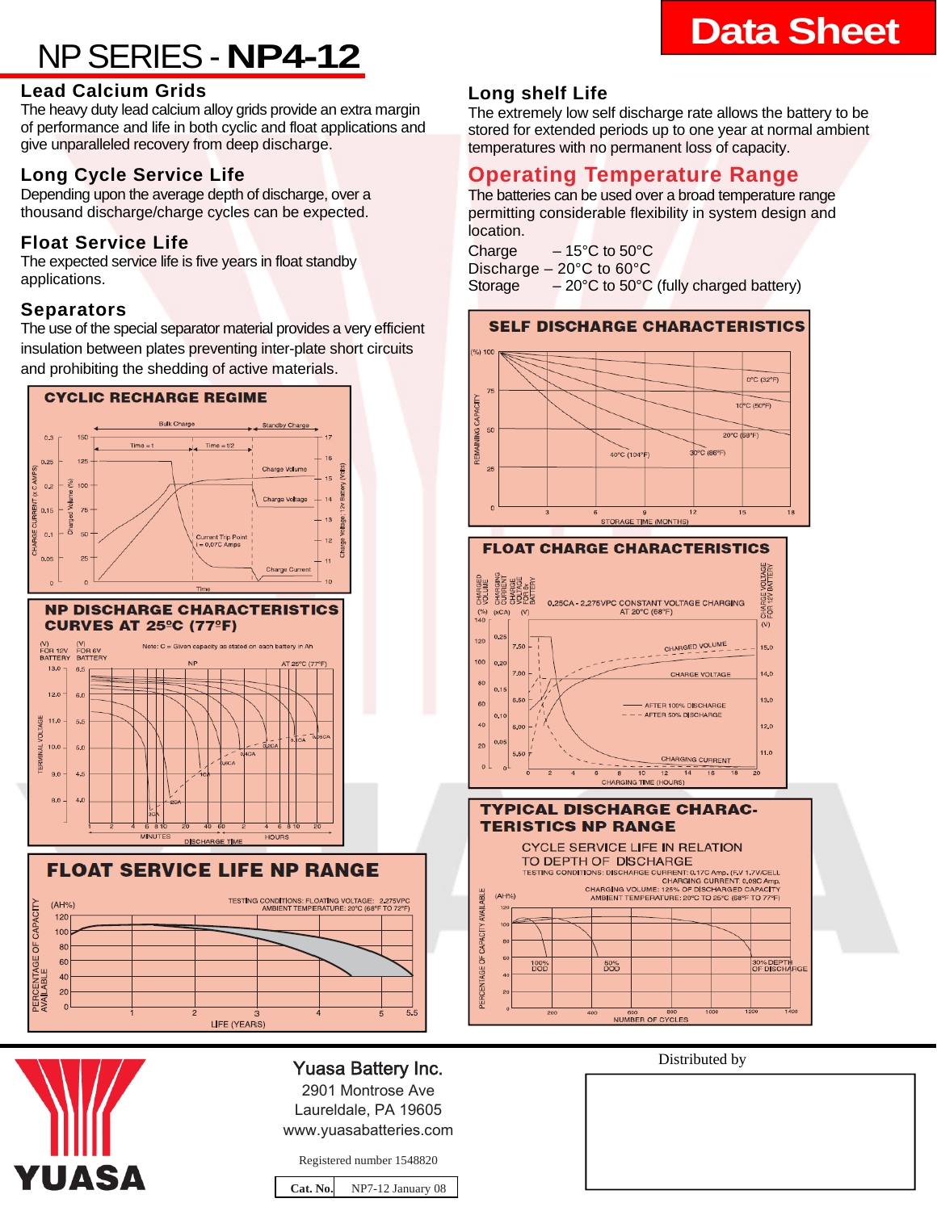# NP SERIES - **NP4-12**

**Data Sheet**

## Lead Calcium Grids

The heavy duty lead calcium alloy grids provide an extra margin of performance and life in both cyclic and float applications and give unparalleled recovery from deep discharge.

## Long Cycle Service Life

Depending upon the average depth of discharge, over a thousand discharge/charge cycles can be expected.

## Float Service Life

The expected service life is five years in float standby applications.

## Separators

The use of the special separator material provides a very efficient insulation between plates preventing inter-plate short circuits and prohibiting the shedding of active materials.

## Long shelf Life

The extremely low self discharge rate allows the battery to be stored for extended periods up to one year at normal ambient temperatures with no permanent loss of capacity.

## Operating Temperature Range

The batteries can be used over a broad temperature range permitting considerable flexibility in system design and location.

Charge – 15°C to 50°C
Discharge – 20°C to 60°C
Storage – 20°C to 50°C (fully charged battery)

### CYCLIC RECHARGE REGIME

Bulk Charge
Standby Charge
Time = t
Time = t/2
Charge Volume
Charge Voltage
Current Trip Point I = 0,07C Amps
Charge Current
CHARGE CURRENT (x C AMPS): 0, 0,05, 0,1, 0,15, 0,2, 0,25, 0,3
Charged Volume (%): 0, 25, 50, 75, 100, 125, 150
Charge Voltage 12v Battery (Volts): 10, 11, 12, 13, 14, 15, 16, 17
Time

### SELF DISCHARGE CHARACTERISTICS

REMAINING CAPACITY (%): 0, 25, 50, 75, 100
0°C (32°F)
10°C (50°F)
20°C (68°F)
30°C (86°F)
40°C (104°F)
STORAGE TIME (MONTHS): 3, 6, 9, 12, 15, 18

### NP DISCHARGE CHARACTERISTICS CURVES AT 25°C (77°F)

Note: C = Given capacity as stated on each battery in Ah
NP
AT 25°C (77°F)
(V) FOR 12V BATTERY: 8,0, 9,0, 10,0, 11,0, 12,0, 13,0
(V) FOR 6V BATTERY: 4,0, 4,5, 5,0, 5,5, 6,0, 6,5
TERMINAL VOLTAGE
3CA, 2CA, 1CA, 0,6CA, 0,4CA, 0,2CA, 0,1CA, 0,05CA
MINUTES: 1, 2, 4, 6, 8, 10, 20, 40, 60
HOURS: 2, 4, 6, 8, 10, 20
DISCHARGE TIME

### FLOAT CHARGE CHARACTERISTICS

0,25CA - 2,275VPC CONSTANT VOLTAGE CHARGING AT 20°C (68°F)
CHARGED VOLUME (%): 0, 20, 40, 60, 80, 100, 120, 140
CHARGING CURRENT (xCA): 0, 0,05, 0,10, 0,15, 0,20, 0,25
CHARGE VOLTAGE FOR 6V BATTERY (V): 5,50, 6,00, 6,50, 7,00, 7,50
CHARGE VOLTAGE FOR 12V BATTERY (V): 11,0, 12,0, 13,0, 14,0, 15,0
CHARGED VOLUME
CHARGE VOLTAGE
AFTER 100% DISCHARGE
AFTER 50% DISCHARGE
CHARGING CURRENT
CHARGING TIME (HOURS): 0, 2, 4, 6, 8, 10, 12, 14, 16, 18, 20

### FLOAT SERVICE LIFE NP RANGE

TESTING CONDITIONS: FLOATING VOLTAGE: 2,275VPC
AMBIENT TEMPERATURE: 20°C (68°F TO 72°F)
PERCENTAGE OF CAPACITY AVAILABLE (AH%): 0, 20, 40, 60, 80, 100, 120
LIFE (YEARS): 1, 2, 3, 4, 5, 5.5

### TYPICAL DISCHARGE CHARACTERISTICS NP RANGE

CYCLE SERVICE LIFE IN RELATION TO DEPTH OF DISCHARGE
TESTING CONDITIONS: DISCHARGE CURRENT: 0,17C Amp. (F.V 1.7V/CELL
CHARGING CURRENT 0,09C Amp.
CHARGING VOLUME: 125% OF DISCHARGED CAPACITY
AMBIENT TEMPERATURE: 20°C TO 25°C (68°F TO 77°F)
PERCENTAGE OF CAPACITY AVAILABLE (AH%): 0, 20, 40, 60, 80, 100, 120
100% DOD
50% DOD
30% DEPTH OF DISCHARGE
NUMBER OF CYCLES: 200, 400, 600, 800, 1000, 1200, 1400

---

YUASA

**Yuasa Battery Inc.**
2901 Montrose Ave
Laureldale, PA 19605
www.yuasabatteries.com

Registered number 1548820

| Cat. No. | NP7-12 January 08 |
|---|---|

Distributed by